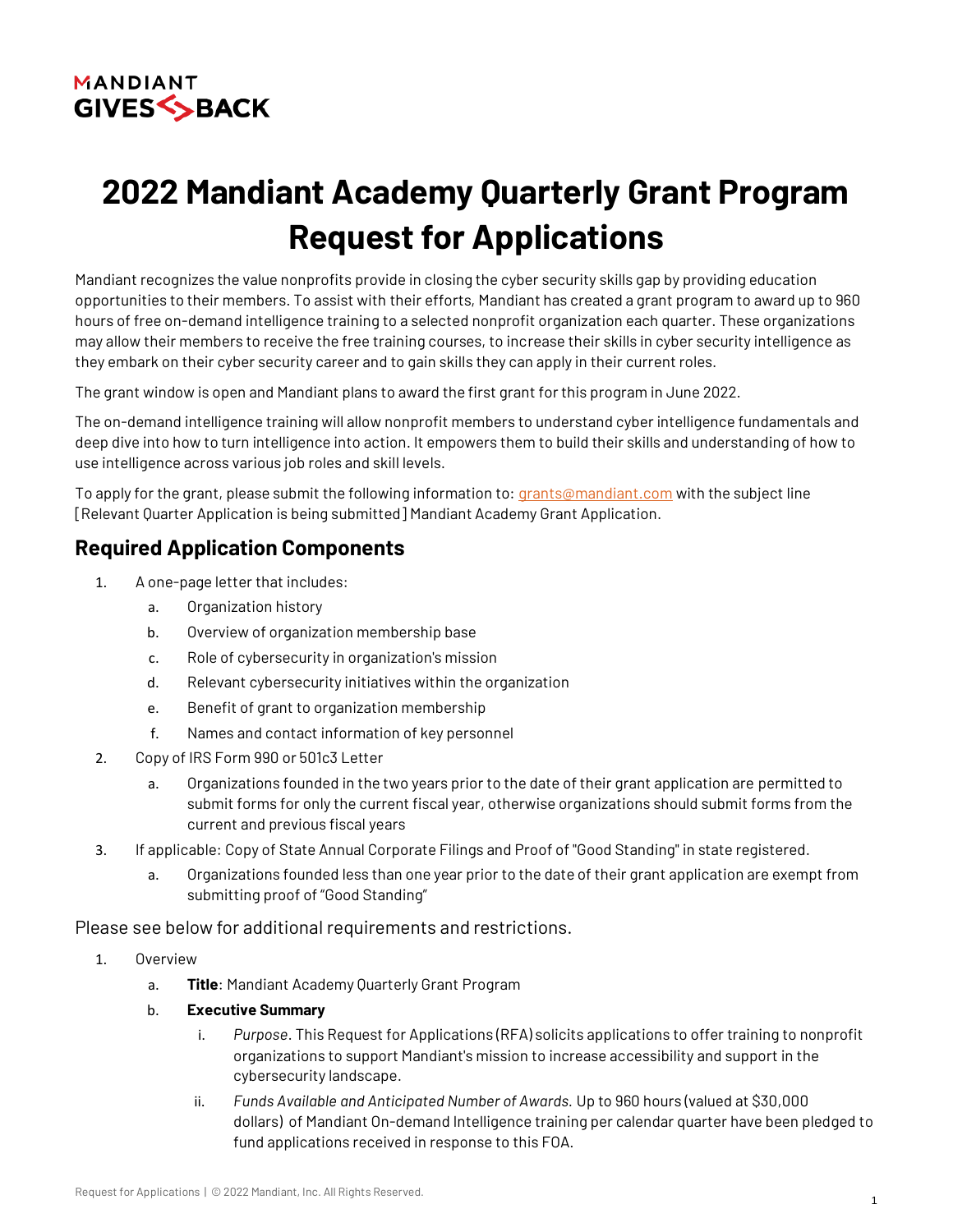MANDIANT GIVES BACK

# 2022 Mandiant Academy Quarterly Grant Program Request for Applications

Mandiant recognizes the value nonprofits provide in closing the cyber security skills gap by providing education opportunities to their members. To assist with their efforts, Mandiant has created a grant program to award up to 960 hours of free on-demand intelligence training to a selected nonprofit organization each quarter. These organizations may allow their members to receive the free training courses, to increase their skills in cyber security intelligence as they embark on their cyber security career and to gain skills they can apply in their current roles.

The grant window is open and Mandiant plans to award the first grant for this program in June 2022.

The on-demand intelligence training will allow nonprofit members to understand cyber intelligence fundamentals and deep dive into how to turn intelligence into action. It empowers them to build their skills and understanding of how to use intelligence across various job roles and skill levels.

To apply for the grant, please submit the following information to: grants@mandiant.com with the subject line [Relevant Quarter Application is being submitted] Mandiant Academy Grant Application.

## Required Application Components

1. A one-page letter that includes:
   a. Organization history
   b. Overview of organization membership base
   c. Role of cybersecurity in organization's mission
   d. Relevant cybersecurity initiatives within the organization
   e. Benefit of grant to organization membership
   f. Names and contact information of key personnel
2. Copy of IRS Form 990 or 501c3 Letter
   a. Organizations founded in the two years prior to the date of their grant application are permitted to submit forms for only the current fiscal year, otherwise organizations should submit forms from the current and previous fiscal years
3. If applicable: Copy of State Annual Corporate Filings and Proof of "Good Standing" in state registered.
   a. Organizations founded less than one year prior to the date of their grant application are exempt from submitting proof of "Good Standing"

Please see below for additional requirements and restrictions.

1. Overview
   a. **Title**: Mandiant Academy Quarterly Grant Program
   b. **Executive Summary**
      i. *Purpose*. This Request for Applications (RFA) solicits applications to offer training to nonprofit organizations to support Mandiant's mission to increase accessibility and support in the cybersecurity landscape.
      ii. *Funds Available and Anticipated Number of Awards*. Up to 960 hours (valued at $30,000 dollars) of Mandiant On-demand Intelligence training per calendar quarter have been pledged to fund applications received in response to this FOA.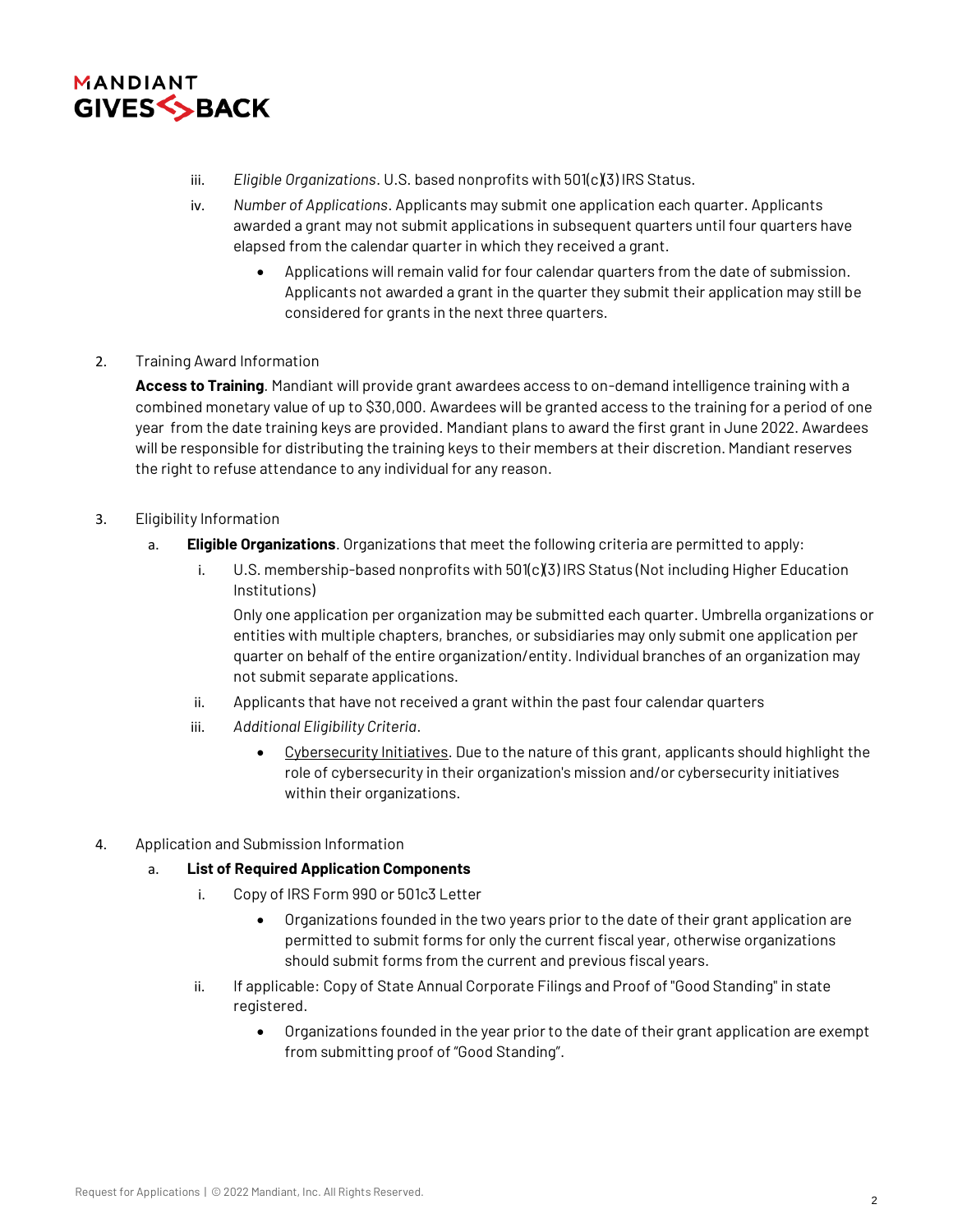iii. *Eligible Organizations*. U.S. based nonprofits with 501(c)(3) IRS Status.

iv. *Number of Applications*. Applicants may submit one application each quarter. Applicants awarded a grant may not submit applications in subsequent quarters until four quarters have elapsed from the calendar quarter in which they received a grant.

- Applications will remain valid for four calendar quarters from the date of submission. Applicants not awarded a grant in the quarter they submit their application may still be considered for grants in the next three quarters.

2. Training Award Information

**Access to Training**. Mandiant will provide grant awardees access to on-demand intelligence training with a combined monetary value of up to $30,000. Awardees will be granted access to the training for a period of one year from the date training keys are provided. Mandiant plans to award the first grant in June 2022. Awardees will be responsible for distributing the training keys to their members at their discretion. Mandiant reserves the right to refuse attendance to any individual for any reason.

3. Eligibility Information

a. **Eligible Organizations**. Organizations that meet the following criteria are permitted to apply:

i. U.S. membership-based nonprofits with 501(c)(3) IRS Status (Not including Higher Education Institutions)

Only one application per organization may be submitted each quarter. Umbrella organizations or entities with multiple chapters, branches, or subsidiaries may only submit one application per quarter on behalf of the entire organization/entity. Individual branches of an organization may not submit separate applications.

ii. Applicants that have not received a grant within the past four calendar quarters

iii. *Additional Eligibility Criteria*.

- Cybersecurity Initiatives. Due to the nature of this grant, applicants should highlight the role of cybersecurity in their organization's mission and/or cybersecurity initiatives within their organizations.

4. Application and Submission Information

a. **List of Required Application Components**

i. Copy of IRS Form 990 or 501c3 Letter

- Organizations founded in the two years prior to the date of their grant application are permitted to submit forms for only the current fiscal year, otherwise organizations should submit forms from the current and previous fiscal years.

ii. If applicable: Copy of State Annual Corporate Filings and Proof of "Good Standing" in state registered.

- Organizations founded in the year prior to the date of their grant application are exempt from submitting proof of "Good Standing".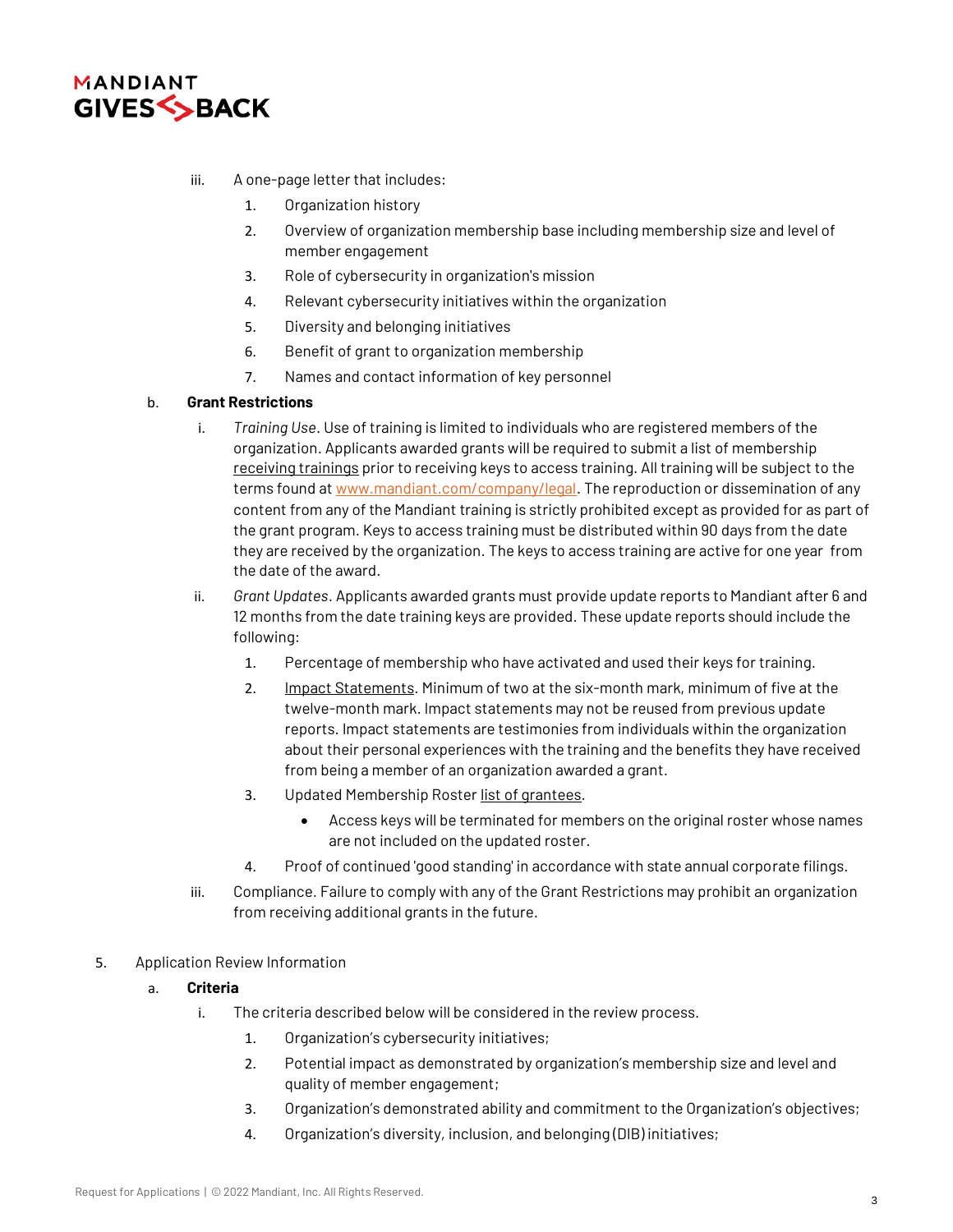iii. A one-page letter that includes:

1. Organization history
2. Overview of organization membership base including membership size and level of member engagement
3. Role of cybersecurity in organization's mission
4. Relevant cybersecurity initiatives within the organization
5. Diversity and belonging initiatives
6. Benefit of grant to organization membership
7. Names and contact information of key personnel

b. **Grant Restrictions**

i. *Training Use*. Use of training is limited to individuals who are registered members of the organization. Applicants awarded grants will be required to submit a list of membership receiving trainings prior to receiving keys to access training. All training will be subject to the terms found at [www.mandiant.com/company/legal](www.mandiant.com/company/legal). The reproduction or dissemination of any content from any of the Mandiant training is strictly prohibited except as provided for as part of the grant program. Keys to access training must be distributed within 90 days from the date they are received by the organization. The keys to access training are active for one year from the date of the award.

ii. *Grant Updates*. Applicants awarded grants must provide update reports to Mandiant after 6 and 12 months from the date training keys are provided. These update reports should include the following:

1. Percentage of membership who have activated and used their keys for training.
2. Impact Statements. Minimum of two at the six-month mark, minimum of five at the twelve-month mark. Impact statements may not be reused from previous update reports. Impact statements are testimonies from individuals within the organization about their personal experiences with the training and the benefits they have received from being a member of an organization awarded a grant.
3. Updated Membership Roster list of grantees.
   - Access keys will be terminated for members on the original roster whose names are not included on the updated roster.
4. Proof of continued 'good standing' in accordance with state annual corporate filings.

iii. Compliance. Failure to comply with any of the Grant Restrictions may prohibit an organization from receiving additional grants in the future.

5. Application Review Information

a. **Criteria**

i. The criteria described below will be considered in the review process.

1. Organization's cybersecurity initiatives;
2. Potential impact as demonstrated by organization's membership size and level and quality of member engagement;
3. Organization's demonstrated ability and commitment to the Organization's objectives;
4. Organization's diversity, inclusion, and belonging (DIB) initiatives;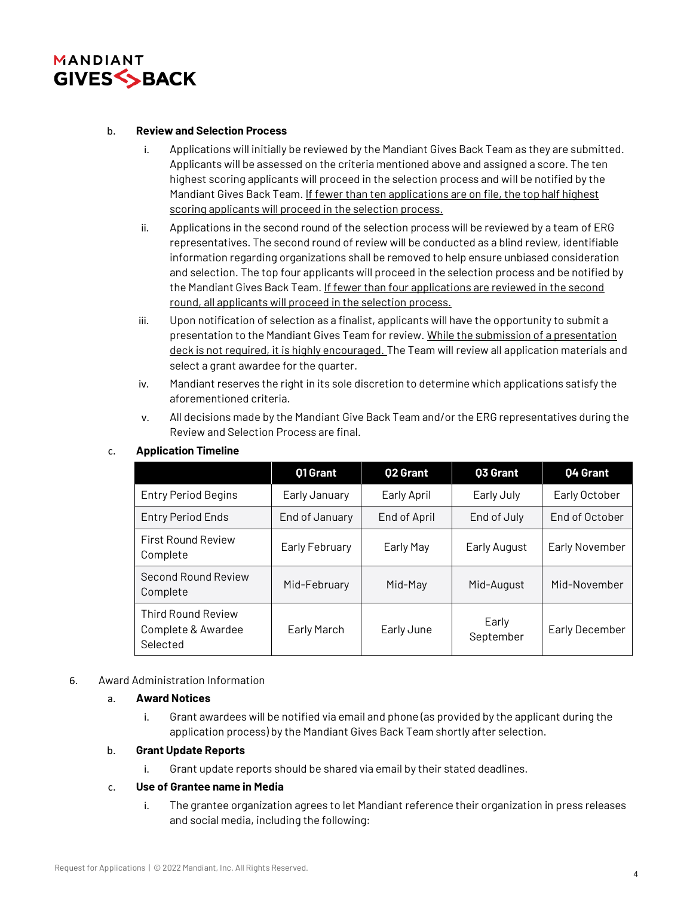b. **Review and Selection Process**

i. Applications will initially be reviewed by the Mandiant Gives Back Team as they are submitted. Applicants will be assessed on the criteria mentioned above and assigned a score. The ten highest scoring applicants will proceed in the selection process and will be notified by the Mandiant Gives Back Team. <u>If fewer than ten applications are on file, the top half highest scoring applicants will proceed in the selection process.</u>

ii. Applications in the second round of the selection process will be reviewed by a team of ERG representatives. The second round of review will be conducted as a blind review, identifiable information regarding organizations shall be removed to help ensure unbiased consideration and selection. The top four applicants will proceed in the selection process and be notified by the Mandiant Gives Back Team. <u>If fewer than four applications are reviewed in the second round, all applicants will proceed in the selection process.</u>

iii. Upon notification of selection as a finalist, applicants will have the opportunity to submit a presentation to the Mandiant Gives Team for review. <u>While the submission of a presentation deck is not required, it is highly encouraged.</u> The Team will review all application materials and select a grant awardee for the quarter.

iv. Mandiant reserves the right in its sole discretion to determine which applications satisfy the aforementioned criteria.

v. All decisions made by the Mandiant Give Back Team and/or the ERG representatives during the Review and Selection Process are final.

c. **Application Timeline**

| | Q1 Grant | Q2 Grant | Q3 Grant | Q4 Grant |
|---|---|---|---|---|
| Entry Period Begins | Early January | Early April | Early July | Early October |
| Entry Period Ends | End of January | End of April | End of July | End of October |
| First Round Review Complete | Early February | Early May | Early August | Early November |
| Second Round Review Complete | Mid-February | Mid-May | Mid-August | Mid-November |
| Third Round Review Complete & Awardee Selected | Early March | Early June | Early September | Early December |

6. Award Administration Information

a. **Award Notices**

i. Grant awardees will be notified via email and phone (as provided by the applicant during the application process) by the Mandiant Gives Back Team shortly after selection.

b. **Grant Update Reports**

i. Grant update reports should be shared via email by their stated deadlines.

c. **Use of Grantee name in Media**

i. The grantee organization agrees to let Mandiant reference their organization in press releases and social media, including the following: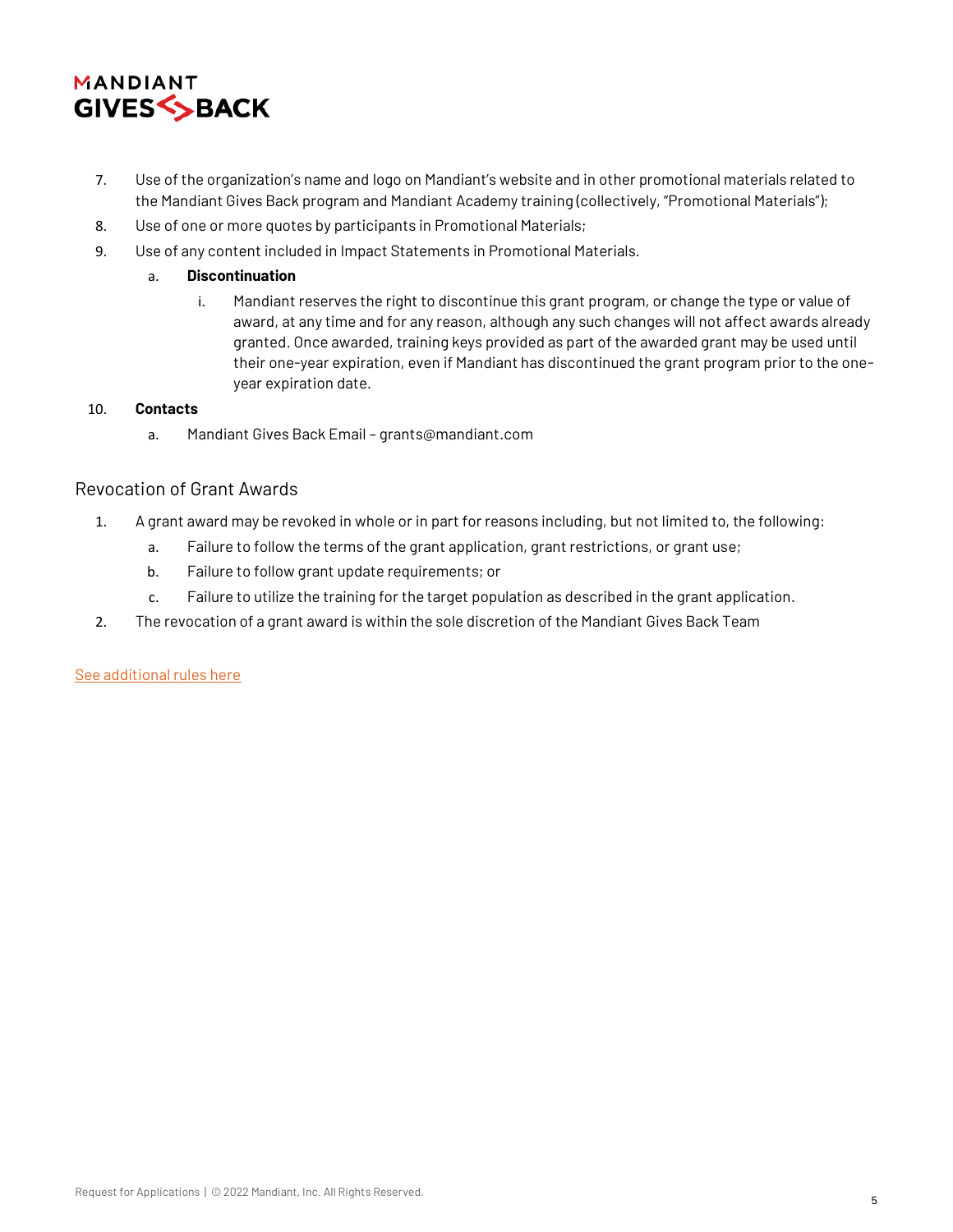7. Use of the organization's name and logo on Mandiant's website and in other promotional materials related to the Mandiant Gives Back program and Mandiant Academy training (collectively, "Promotional Materials");
8. Use of one or more quotes by participants in Promotional Materials;
9. Use of any content included in Impact Statements in Promotional Materials.
   a. **Discontinuation**
      i. Mandiant reserves the right to discontinue this grant program, or change the type or value of award, at any time and for any reason, although any such changes will not affect awards already granted. Once awarded, training keys provided as part of the awarded grant may be used until their one-year expiration, even if Mandiant has discontinued the grant program prior to the one-year expiration date.
10. **Contacts**
    a. Mandiant Gives Back Email – grants@mandiant.com

## Revocation of Grant Awards

1. A grant award may be revoked in whole or in part for reasons including, but not limited to, the following:
   a. Failure to follow the terms of the grant application, grant restrictions, or grant use;
   b. Failure to follow grant update requirements; or
   c. Failure to utilize the training for the target population as described in the grant application.
2. The revocation of a grant award is within the sole discretion of the Mandiant Gives Back Team

See additional rules here